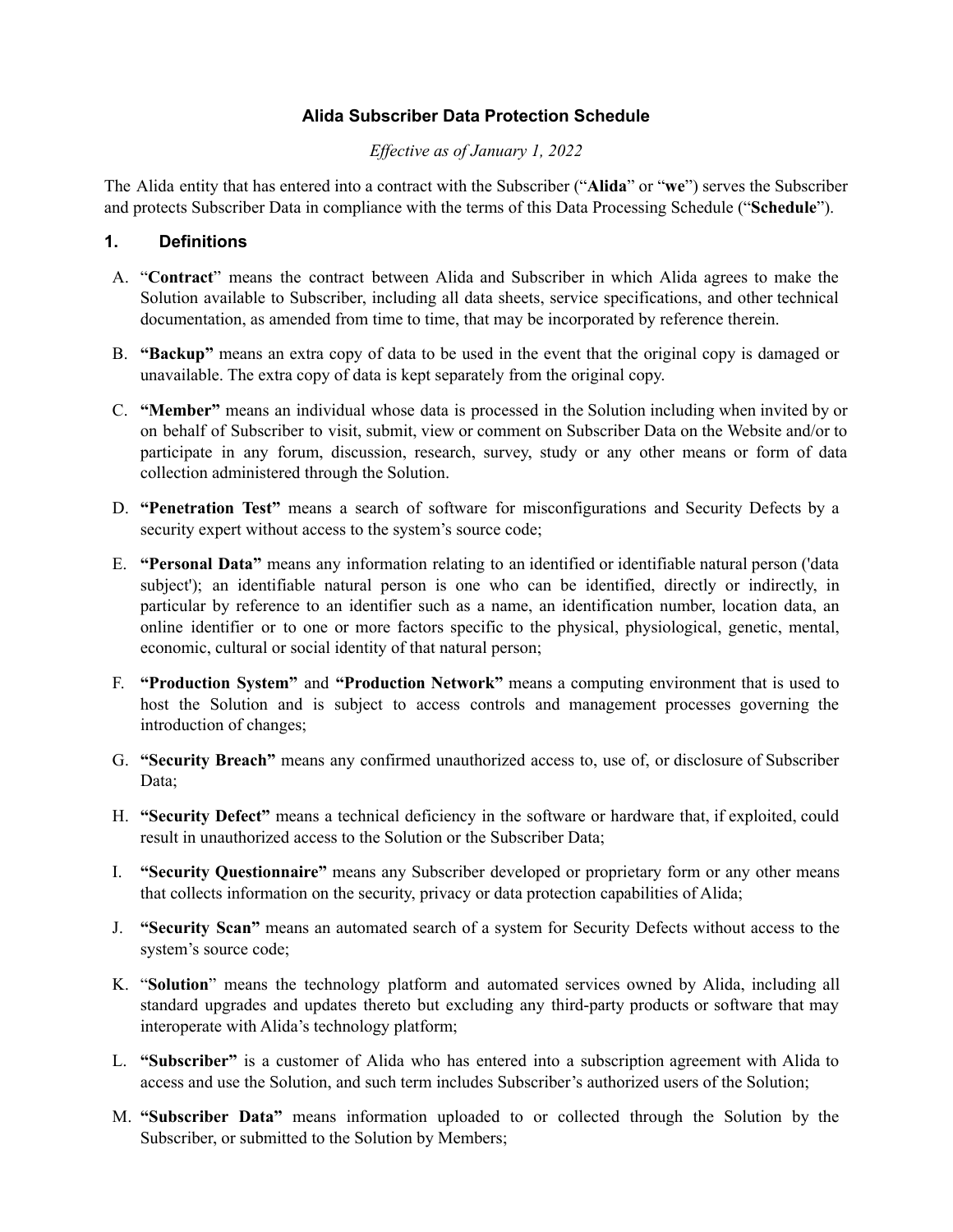# Alida Subscriber Data Protection Schedule

*Effective as of January 1, 2022*

The Alida entity that has entered into a contract with the Subscriber ("**Alida**" or "**we**") serves the Subscriber and protects Subscriber Data in compliance with the terms of this Data Processing Schedule ("**Schedule**").

## 1. Definitions

A. "**Contract**" means the contract between Alida and Subscriber in which Alida agrees to make the Solution available to Subscriber, including all data sheets, service specifications, and other technical documentation, as amended from time to time, that may be incorporated by reference therein.

B. **"Backup"** means an extra copy of data to be used in the event that the original copy is damaged or unavailable. The extra copy of data is kept separately from the original copy.

C. **"Member"** means an individual whose data is processed in the Solution including when invited by or on behalf of Subscriber to visit, submit, view or comment on Subscriber Data on the Website and/or to participate in any forum, discussion, research, survey, study or any other means or form of data collection administered through the Solution.

D. **"Penetration Test"** means a search of software for misconfigurations and Security Defects by a security expert without access to the system's source code;

E. **"Personal Data"** means any information relating to an identified or identifiable natural person ('data subject'); an identifiable natural person is one who can be identified, directly or indirectly, in particular by reference to an identifier such as a name, an identification number, location data, an online identifier or to one or more factors specific to the physical, physiological, genetic, mental, economic, cultural or social identity of that natural person;

F. **"Production System"** and **"Production Network"** means a computing environment that is used to host the Solution and is subject to access controls and management processes governing the introduction of changes;

G. **"Security Breach"** means any confirmed unauthorized access to, use of, or disclosure of Subscriber Data;

H. **"Security Defect"** means a technical deficiency in the software or hardware that, if exploited, could result in unauthorized access to the Solution or the Subscriber Data;

I. **"Security Questionnaire"** means any Subscriber developed or proprietary form or any other means that collects information on the security, privacy or data protection capabilities of Alida;

J. **"Security Scan"** means an automated search of a system for Security Defects without access to the system's source code;

K. "**Solution**" means the technology platform and automated services owned by Alida, including all standard upgrades and updates thereto but excluding any third-party products or software that may interoperate with Alida's technology platform;

L. **"Subscriber"** is a customer of Alida who has entered into a subscription agreement with Alida to access and use the Solution, and such term includes Subscriber's authorized users of the Solution;

M. **"Subscriber Data"** means information uploaded to or collected through the Solution by the Subscriber, or submitted to the Solution by Members;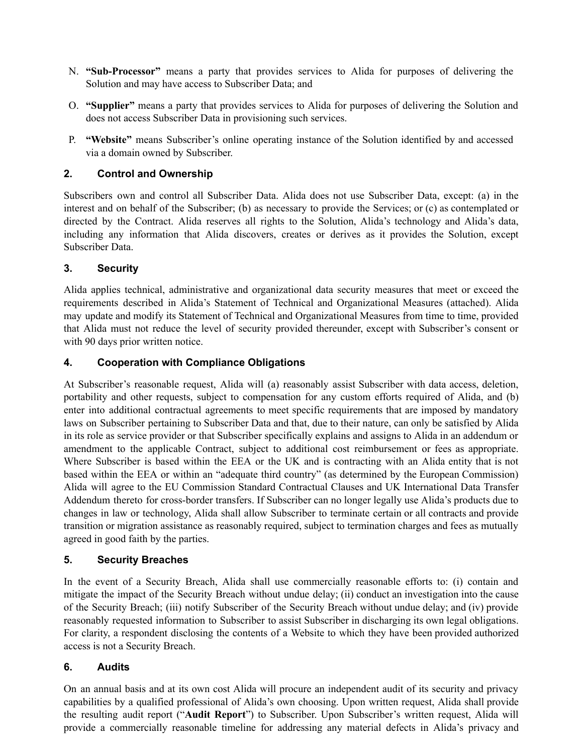N. **"Sub-Processor"** means a party that provides services to Alida for purposes of delivering the Solution and may have access to Subscriber Data; and

O. **"Supplier"** means a party that provides services to Alida for purposes of delivering the Solution and does not access Subscriber Data in provisioning such services.

P. **"Website"** means Subscriber's online operating instance of the Solution identified by and accessed via a domain owned by Subscriber.

## 2. Control and Ownership

Subscribers own and control all Subscriber Data. Alida does not use Subscriber Data, except: (a) in the interest and on behalf of the Subscriber; (b) as necessary to provide the Services; or (c) as contemplated or directed by the Contract. Alida reserves all rights to the Solution, Alida's technology and Alida's data, including any information that Alida discovers, creates or derives as it provides the Solution, except Subscriber Data.

## 3. Security

Alida applies technical, administrative and organizational data security measures that meet or exceed the requirements described in Alida's Statement of Technical and Organizational Measures (attached). Alida may update and modify its Statement of Technical and Organizational Measures from time to time, provided that Alida must not reduce the level of security provided thereunder, except with Subscriber's consent or with 90 days prior written notice.

## 4. Cooperation with Compliance Obligations

At Subscriber's reasonable request, Alida will (a) reasonably assist Subscriber with data access, deletion, portability and other requests, subject to compensation for any custom efforts required of Alida, and (b) enter into additional contractual agreements to meet specific requirements that are imposed by mandatory laws on Subscriber pertaining to Subscriber Data and that, due to their nature, can only be satisfied by Alida in its role as service provider or that Subscriber specifically explains and assigns to Alida in an addendum or amendment to the applicable Contract, subject to additional cost reimbursement or fees as appropriate. Where Subscriber is based within the EEA or the UK and is contracting with an Alida entity that is not based within the EEA or within an "adequate third country" (as determined by the European Commission) Alida will agree to the EU Commission Standard Contractual Clauses and UK International Data Transfer Addendum thereto for cross-border transfers. If Subscriber can no longer legally use Alida's products due to changes in law or technology, Alida shall allow Subscriber to terminate certain or all contracts and provide transition or migration assistance as reasonably required, subject to termination charges and fees as mutually agreed in good faith by the parties.

## 5. Security Breaches

In the event of a Security Breach, Alida shall use commercially reasonable efforts to: (i) contain and mitigate the impact of the Security Breach without undue delay; (ii) conduct an investigation into the cause of the Security Breach; (iii) notify Subscriber of the Security Breach without undue delay; and (iv) provide reasonably requested information to Subscriber to assist Subscriber in discharging its own legal obligations. For clarity, a respondent disclosing the contents of a Website to which they have been provided authorized access is not a Security Breach.

## 6. Audits

On an annual basis and at its own cost Alida will procure an independent audit of its security and privacy capabilities by a qualified professional of Alida's own choosing. Upon written request, Alida shall provide the resulting audit report ("**Audit Report**") to Subscriber. Upon Subscriber's written request, Alida will provide a commercially reasonable timeline for addressing any material defects in Alida's privacy and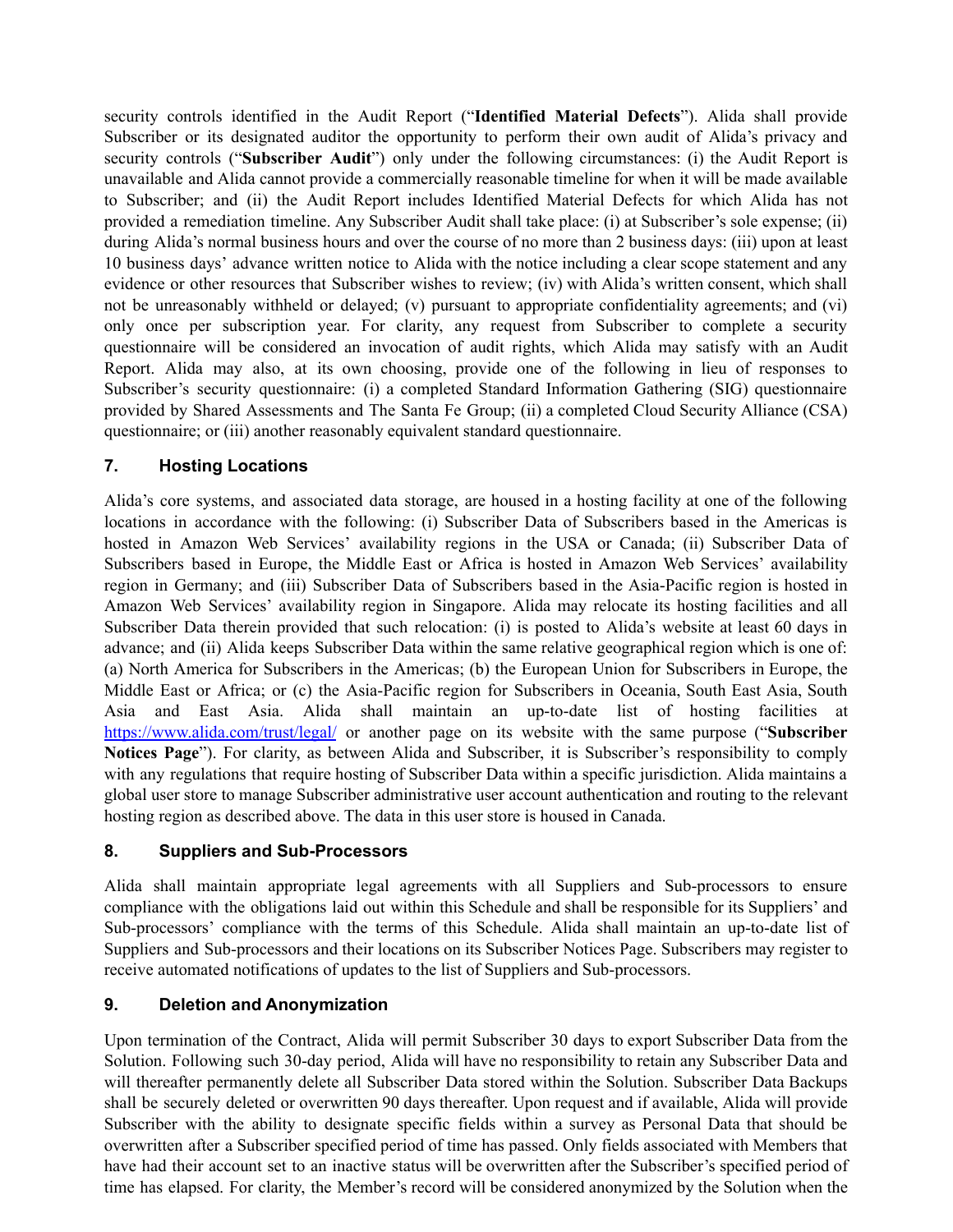security controls identified in the Audit Report ("**Identified Material Defects**"). Alida shall provide Subscriber or its designated auditor the opportunity to perform their own audit of Alida's privacy and security controls ("**Subscriber Audit**") only under the following circumstances: (i) the Audit Report is unavailable and Alida cannot provide a commercially reasonable timeline for when it will be made available to Subscriber; and (ii) the Audit Report includes Identified Material Defects for which Alida has not provided a remediation timeline. Any Subscriber Audit shall take place: (i) at Subscriber's sole expense; (ii) during Alida's normal business hours and over the course of no more than 2 business days: (iii) upon at least 10 business days' advance written notice to Alida with the notice including a clear scope statement and any evidence or other resources that Subscriber wishes to review; (iv) with Alida's written consent, which shall not be unreasonably withheld or delayed; (v) pursuant to appropriate confidentiality agreements; and (vi) only once per subscription year. For clarity, any request from Subscriber to complete a security questionnaire will be considered an invocation of audit rights, which Alida may satisfy with an Audit Report. Alida may also, at its own choosing, provide one of the following in lieu of responses to Subscriber's security questionnaire: (i) a completed Standard Information Gathering (SIG) questionnaire provided by Shared Assessments and The Santa Fe Group; (ii) a completed Cloud Security Alliance (CSA) questionnaire; or (iii) another reasonably equivalent standard questionnaire.

## 7. Hosting Locations

Alida's core systems, and associated data storage, are housed in a hosting facility at one of the following locations in accordance with the following: (i) Subscriber Data of Subscribers based in the Americas is hosted in Amazon Web Services' availability regions in the USA or Canada; (ii) Subscriber Data of Subscribers based in Europe, the Middle East or Africa is hosted in Amazon Web Services' availability region in Germany; and (iii) Subscriber Data of Subscribers based in the Asia-Pacific region is hosted in Amazon Web Services' availability region in Singapore. Alida may relocate its hosting facilities and all Subscriber Data therein provided that such relocation: (i) is posted to Alida's website at least 60 days in advance; and (ii) Alida keeps Subscriber Data within the same relative geographical region which is one of: (a) North America for Subscribers in the Americas; (b) the European Union for Subscribers in Europe, the Middle East or Africa; or (c) the Asia-Pacific region for Subscribers in Oceania, South East Asia, South Asia and East Asia. Alida shall maintain an up-to-date list of hosting facilities at https://www.alida.com/trust/legal/ or another page on its website with the same purpose ("**Subscriber Notices Page**"). For clarity, as between Alida and Subscriber, it is Subscriber's responsibility to comply with any regulations that require hosting of Subscriber Data within a specific jurisdiction. Alida maintains a global user store to manage Subscriber administrative user account authentication and routing to the relevant hosting region as described above. The data in this user store is housed in Canada.

## 8. Suppliers and Sub-Processors

Alida shall maintain appropriate legal agreements with all Suppliers and Sub-processors to ensure compliance with the obligations laid out within this Schedule and shall be responsible for its Suppliers' and Sub-processors' compliance with the terms of this Schedule. Alida shall maintain an up-to-date list of Suppliers and Sub-processors and their locations on its Subscriber Notices Page. Subscribers may register to receive automated notifications of updates to the list of Suppliers and Sub-processors.

## 9. Deletion and Anonymization

Upon termination of the Contract, Alida will permit Subscriber 30 days to export Subscriber Data from the Solution. Following such 30-day period, Alida will have no responsibility to retain any Subscriber Data and will thereafter permanently delete all Subscriber Data stored within the Solution. Subscriber Data Backups shall be securely deleted or overwritten 90 days thereafter. Upon request and if available, Alida will provide Subscriber with the ability to designate specific fields within a survey as Personal Data that should be overwritten after a Subscriber specified period of time has passed. Only fields associated with Members that have had their account set to an inactive status will be overwritten after the Subscriber's specified period of time has elapsed. For clarity, the Member's record will be considered anonymized by the Solution when the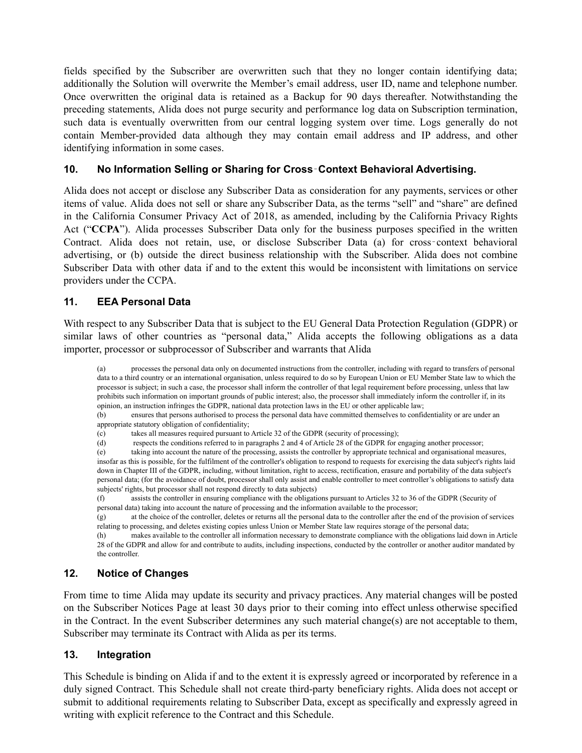fields specified by the Subscriber are overwritten such that they no longer contain identifying data; additionally the Solution will overwrite the Member's email address, user ID, name and telephone number. Once overwritten the original data is retained as a Backup for 90 days thereafter. Notwithstanding the preceding statements, Alida does not purge security and performance log data on Subscription termination, such data is eventually overwritten from our central logging system over time. Logs generally do not contain Member-provided data although they may contain email address and IP address, and other identifying information in some cases.

## 10. No Information Selling or Sharing for Cross‑Context Behavioral Advertising.

Alida does not accept or disclose any Subscriber Data as consideration for any payments, services or other items of value. Alida does not sell or share any Subscriber Data, as the terms "sell" and "share" are defined in the California Consumer Privacy Act of 2018, as amended, including by the California Privacy Rights Act ("**CCPA**"). Alida processes Subscriber Data only for the business purposes specified in the written Contract. Alida does not retain, use, or disclose Subscriber Data (a) for cross‑context behavioral advertising, or (b) outside the direct business relationship with the Subscriber. Alida does not combine Subscriber Data with other data if and to the extent this would be inconsistent with limitations on service providers under the CCPA.

## 11. EEA Personal Data

With respect to any Subscriber Data that is subject to the EU General Data Protection Regulation (GDPR) or similar laws of other countries as "personal data," Alida accepts the following obligations as a data importer, processor or subprocessor of Subscriber and warrants that Alida

(a) processes the personal data only on documented instructions from the controller, including with regard to transfers of personal data to a third country or an international organisation, unless required to do so by European Union or EU Member State law to which the processor is subject; in such a case, the processor shall inform the controller of that legal requirement before processing, unless that law prohibits such information on important grounds of public interest; also, the processor shall immediately inform the controller if, in its opinion, an instruction infringes the GDPR, national data protection laws in the EU or other applicable law;

(b) ensures that persons authorised to process the personal data have committed themselves to confidentiality or are under an appropriate statutory obligation of confidentiality;

(c) takes all measures required pursuant to Article 32 of the GDPR (security of processing);

(d) respects the conditions referred to in paragraphs 2 and 4 of Article 28 of the GDPR for engaging another processor;

(e) taking into account the nature of the processing, assists the controller by appropriate technical and organisational measures, insofar as this is possible, for the fulfilment of the controller's obligation to respond to requests for exercising the data subject's rights laid down in Chapter III of the GDPR, including, without limitation, right to access, rectification, erasure and portability of the data subject's personal data; (for the avoidance of doubt, processor shall only assist and enable controller to meet controller's obligations to satisfy data subjects' rights, but processor shall not respond directly to data subjects)

(f) assists the controller in ensuring compliance with the obligations pursuant to Articles 32 to 36 of the GDPR (Security of personal data) taking into account the nature of processing and the information available to the processor;

(g) at the choice of the controller, deletes or returns all the personal data to the controller after the end of the provision of services relating to processing, and deletes existing copies unless Union or Member State law requires storage of the personal data;

(h) makes available to the controller all information necessary to demonstrate compliance with the obligations laid down in Article 28 of the GDPR and allow for and contribute to audits, including inspections, conducted by the controller or another auditor mandated by the controller.

## 12. Notice of Changes

From time to time Alida may update its security and privacy practices. Any material changes will be posted on the Subscriber Notices Page at least 30 days prior to their coming into effect unless otherwise specified in the Contract. In the event Subscriber determines any such material change(s) are not acceptable to them, Subscriber may terminate its Contract with Alida as per its terms.

## 13. Integration

This Schedule is binding on Alida if and to the extent it is expressly agreed or incorporated by reference in a duly signed Contract. This Schedule shall not create third-party beneficiary rights. Alida does not accept or submit to additional requirements relating to Subscriber Data, except as specifically and expressly agreed in writing with explicit reference to the Contract and this Schedule.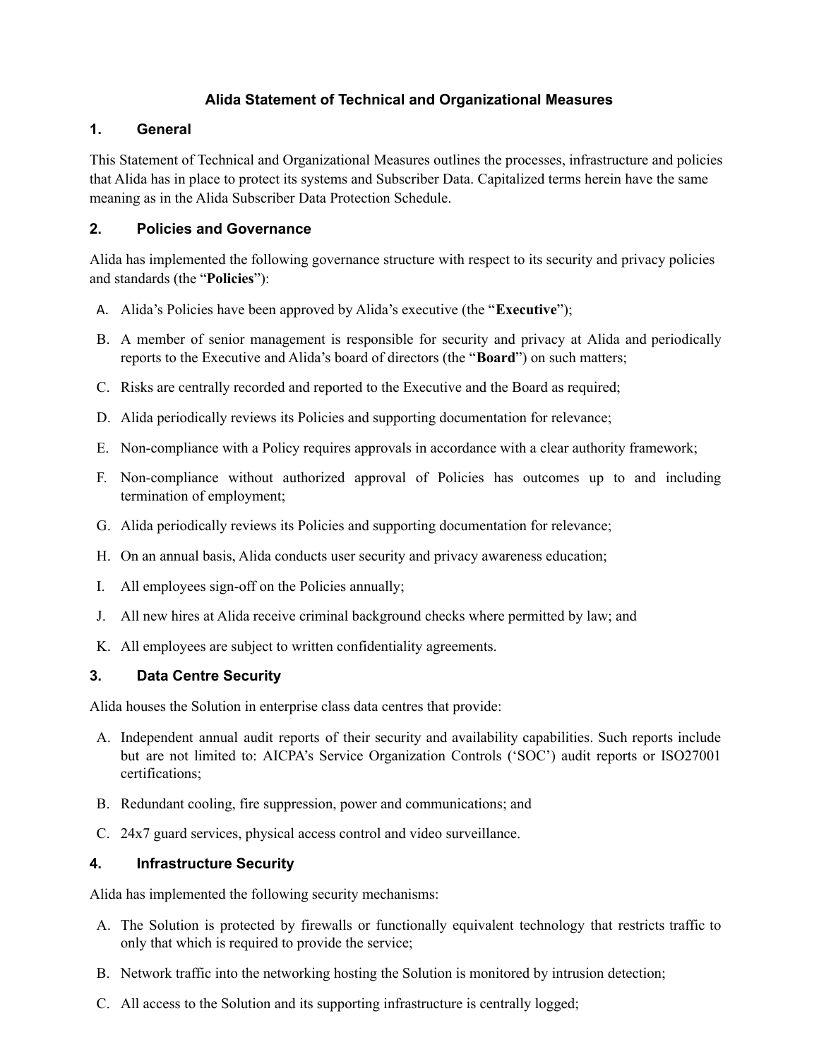# Alida Statement of Technical and Organizational Measures

## 1. General

This Statement of Technical and Organizational Measures outlines the processes, infrastructure and policies that Alida has in place to protect its systems and Subscriber Data. Capitalized terms herein have the same meaning as in the Alida Subscriber Data Protection Schedule.

## 2. Policies and Governance

Alida has implemented the following governance structure with respect to its security and privacy policies and standards (the "**Policies**"):

A. Alida's Policies have been approved by Alida's executive (the "**Executive**");

B. A member of senior management is responsible for security and privacy at Alida and periodically reports to the Executive and Alida's board of directors (the "**Board**") on such matters;

C. Risks are centrally recorded and reported to the Executive and the Board as required;

D. Alida periodically reviews its Policies and supporting documentation for relevance;

E. Non-compliance with a Policy requires approvals in accordance with a clear authority framework;

F. Non-compliance without authorized approval of Policies has outcomes up to and including termination of employment;

G. Alida periodically reviews its Policies and supporting documentation for relevance;

H. On an annual basis, Alida conducts user security and privacy awareness education;

I. All employees sign-off on the Policies annually;

J. All new hires at Alida receive criminal background checks where permitted by law; and

K. All employees are subject to written confidentiality agreements.

## 3. Data Centre Security

Alida houses the Solution in enterprise class data centres that provide:

A. Independent annual audit reports of their security and availability capabilities. Such reports include but are not limited to: AICPA's Service Organization Controls ('SOC') audit reports or ISO27001 certifications;

B. Redundant cooling, fire suppression, power and communications; and

C. 24x7 guard services, physical access control and video surveillance.

## 4. Infrastructure Security

Alida has implemented the following security mechanisms:

A. The Solution is protected by firewalls or functionally equivalent technology that restricts traffic to only that which is required to provide the service;

B. Network traffic into the networking hosting the Solution is monitored by intrusion detection;

C. All access to the Solution and its supporting infrastructure is centrally logged;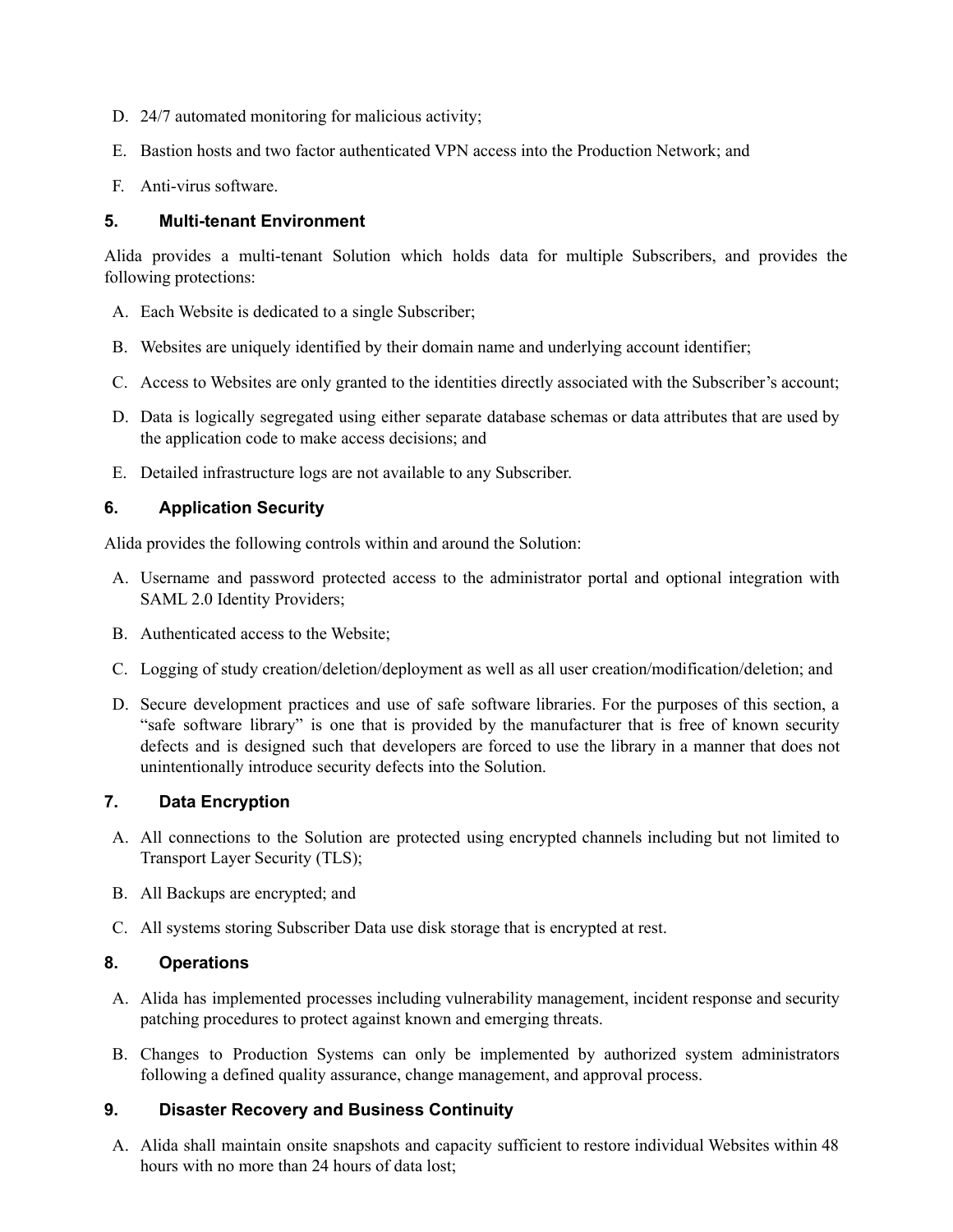D. 24/7 automated monitoring for malicious activity;

E. Bastion hosts and two factor authenticated VPN access into the Production Network; and

F. Anti-virus software.

## 5. Multi-tenant Environment

Alida provides a multi-tenant Solution which holds data for multiple Subscribers, and provides the following protections:

A. Each Website is dedicated to a single Subscriber;

B. Websites are uniquely identified by their domain name and underlying account identifier;

C. Access to Websites are only granted to the identities directly associated with the Subscriber's account;

D. Data is logically segregated using either separate database schemas or data attributes that are used by the application code to make access decisions; and

E. Detailed infrastructure logs are not available to any Subscriber.

## 6. Application Security

Alida provides the following controls within and around the Solution:

A. Username and password protected access to the administrator portal and optional integration with SAML 2.0 Identity Providers;

B. Authenticated access to the Website;

C. Logging of study creation/deletion/deployment as well as all user creation/modification/deletion; and

D. Secure development practices and use of safe software libraries. For the purposes of this section, a "safe software library" is one that is provided by the manufacturer that is free of known security defects and is designed such that developers are forced to use the library in a manner that does not unintentionally introduce security defects into the Solution.

## 7. Data Encryption

A. All connections to the Solution are protected using encrypted channels including but not limited to Transport Layer Security (TLS);

B. All Backups are encrypted; and

C. All systems storing Subscriber Data use disk storage that is encrypted at rest.

## 8. Operations

A. Alida has implemented processes including vulnerability management, incident response and security patching procedures to protect against known and emerging threats.

B. Changes to Production Systems can only be implemented by authorized system administrators following a defined quality assurance, change management, and approval process.

## 9. Disaster Recovery and Business Continuity

A. Alida shall maintain onsite snapshots and capacity sufficient to restore individual Websites within 48 hours with no more than 24 hours of data lost;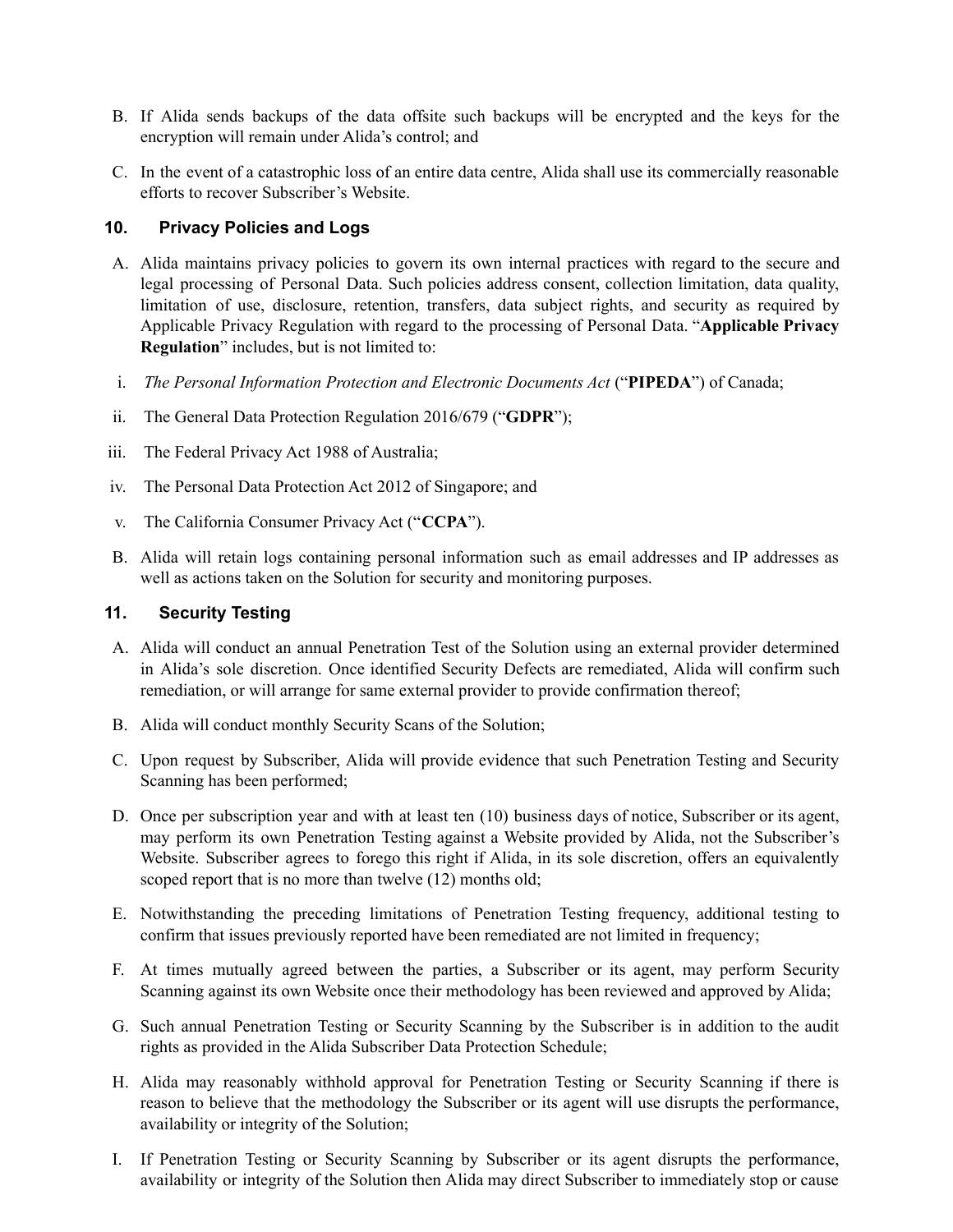B. If Alida sends backups of the data offsite such backups will be encrypted and the keys for the encryption will remain under Alida's control; and

C. In the event of a catastrophic loss of an entire data centre, Alida shall use its commercially reasonable efforts to recover Subscriber's Website.

## 10. Privacy Policies and Logs

A. Alida maintains privacy policies to govern its own internal practices with regard to the secure and legal processing of Personal Data. Such policies address consent, collection limitation, data quality, limitation of use, disclosure, retention, transfers, data subject rights, and security as required by Applicable Privacy Regulation with regard to the processing of Personal Data. "**Applicable Privacy Regulation**" includes, but is not limited to:

i. *The Personal Information Protection and Electronic Documents Act* ("**PIPEDA**") of Canada;

ii. The General Data Protection Regulation 2016/679 ("**GDPR**");

iii. The Federal Privacy Act 1988 of Australia;

iv. The Personal Data Protection Act 2012 of Singapore; and

v. The California Consumer Privacy Act ("**CCPA**").

B. Alida will retain logs containing personal information such as email addresses and IP addresses as well as actions taken on the Solution for security and monitoring purposes.

## 11. Security Testing

A. Alida will conduct an annual Penetration Test of the Solution using an external provider determined in Alida's sole discretion. Once identified Security Defects are remediated, Alida will confirm such remediation, or will arrange for same external provider to provide confirmation thereof;

B. Alida will conduct monthly Security Scans of the Solution;

C. Upon request by Subscriber, Alida will provide evidence that such Penetration Testing and Security Scanning has been performed;

D. Once per subscription year and with at least ten (10) business days of notice, Subscriber or its agent, may perform its own Penetration Testing against a Website provided by Alida, not the Subscriber's Website. Subscriber agrees to forego this right if Alida, in its sole discretion, offers an equivalently scoped report that is no more than twelve (12) months old;

E. Notwithstanding the preceding limitations of Penetration Testing frequency, additional testing to confirm that issues previously reported have been remediated are not limited in frequency;

F. At times mutually agreed between the parties, a Subscriber or its agent, may perform Security Scanning against its own Website once their methodology has been reviewed and approved by Alida;

G. Such annual Penetration Testing or Security Scanning by the Subscriber is in addition to the audit rights as provided in the Alida Subscriber Data Protection Schedule;

H. Alida may reasonably withhold approval for Penetration Testing or Security Scanning if there is reason to believe that the methodology the Subscriber or its agent will use disrupts the performance, availability or integrity of the Solution;

I. If Penetration Testing or Security Scanning by Subscriber or its agent disrupts the performance, availability or integrity of the Solution then Alida may direct Subscriber to immediately stop or cause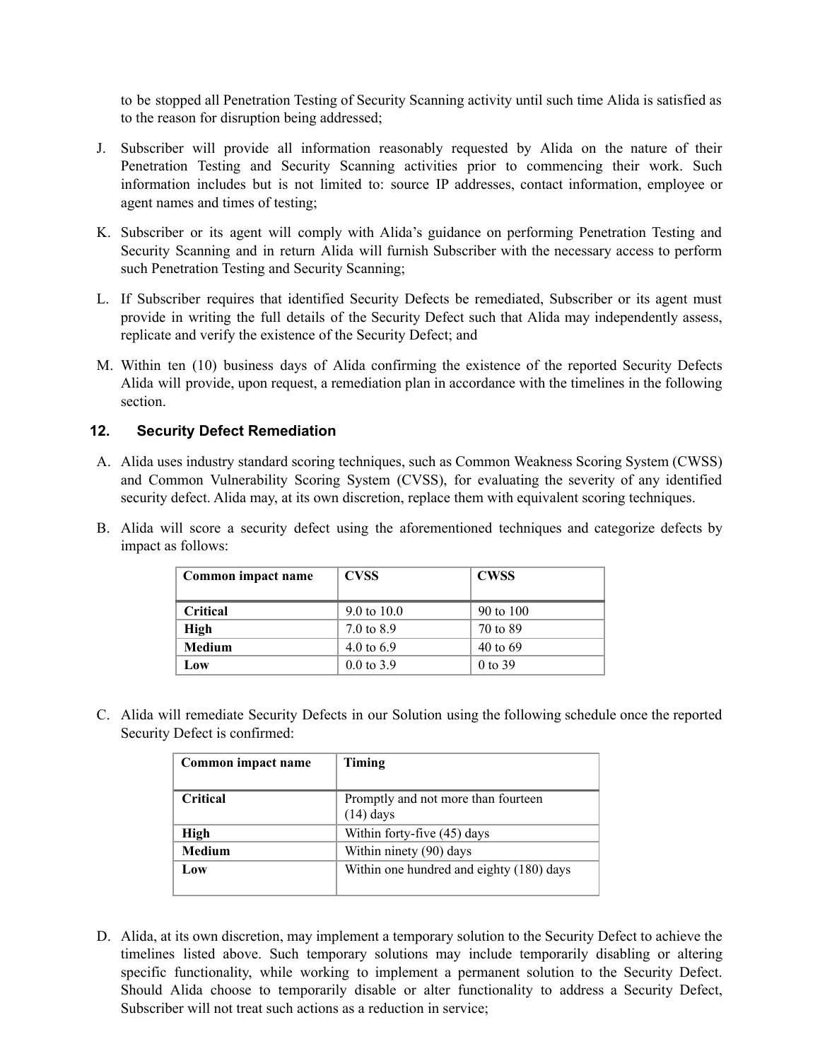to be stopped all Penetration Testing of Security Scanning activity until such time Alida is satisfied as to the reason for disruption being addressed;

J. Subscriber will provide all information reasonably requested by Alida on the nature of their Penetration Testing and Security Scanning activities prior to commencing their work. Such information includes but is not limited to: source IP addresses, contact information, employee or agent names and times of testing;

K. Subscriber or its agent will comply with Alida's guidance on performing Penetration Testing and Security Scanning and in return Alida will furnish Subscriber with the necessary access to perform such Penetration Testing and Security Scanning;

L. If Subscriber requires that identified Security Defects be remediated, Subscriber or its agent must provide in writing the full details of the Security Defect such that Alida may independently assess, replicate and verify the existence of the Security Defect; and

M. Within ten (10) business days of Alida confirming the existence of the reported Security Defects Alida will provide, upon request, a remediation plan in accordance with the timelines in the following section.

## 12. Security Defect Remediation

A. Alida uses industry standard scoring techniques, such as Common Weakness Scoring System (CWSS) and Common Vulnerability Scoring System (CVSS), for evaluating the severity of any identified security defect. Alida may, at its own discretion, replace them with equivalent scoring techniques.

B. Alida will score a security defect using the aforementioned techniques and categorize defects by impact as follows:

| Common impact name | CVSS | CWSS |
|---|---|---|
| **Critical** | 9.0 to 10.0 | 90 to 100 |
| **High** | 7.0 to 8.9 | 70 to 89 |
| **Medium** | 4.0 to 6.9 | 40 to 69 |
| **Low** | 0.0 to 3.9 | 0 to 39 |

C. Alida will remediate Security Defects in our Solution using the following schedule once the reported Security Defect is confirmed:

| Common impact name | Timing |
|---|---|
| **Critical** | Promptly and not more than fourteen (14) days |
| **High** | Within forty-five (45) days |
| **Medium** | Within ninety (90) days |
| **Low** | Within one hundred and eighty (180) days |

D. Alida, at its own discretion, may implement a temporary solution to the Security Defect to achieve the timelines listed above. Such temporary solutions may include temporarily disabling or altering specific functionality, while working to implement a permanent solution to the Security Defect. Should Alida choose to temporarily disable or alter functionality to address a Security Defect, Subscriber will not treat such actions as a reduction in service;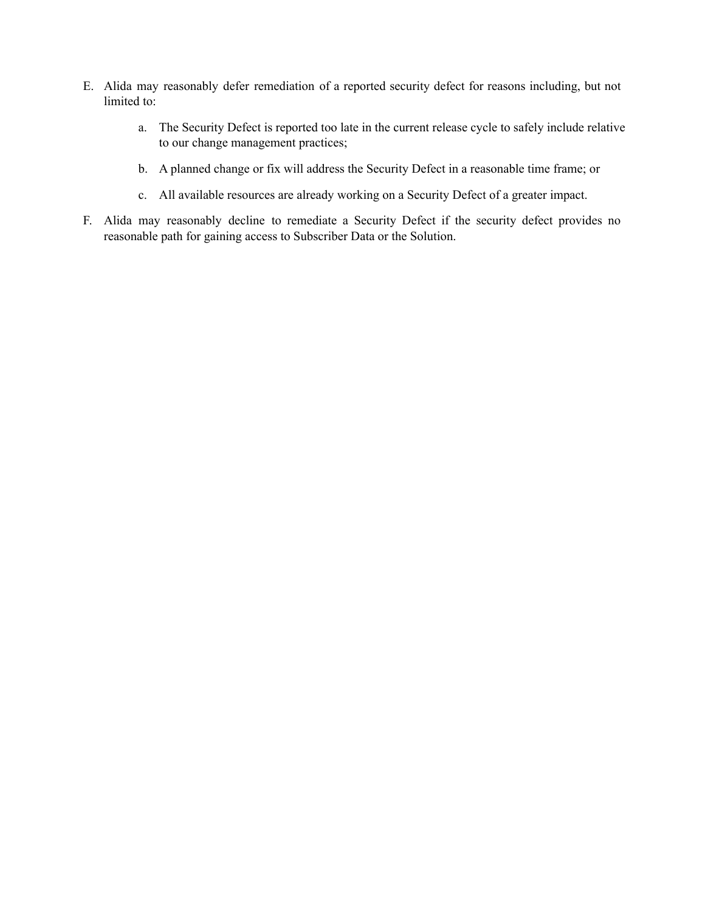E. Alida may reasonably defer remediation of a reported security defect for reasons including, but not limited to:

   a. The Security Defect is reported too late in the current release cycle to safely include relative to our change management practices;

   b. A planned change or fix will address the Security Defect in a reasonable time frame; or

   c. All available resources are already working on a Security Defect of a greater impact.

F. Alida may reasonably decline to remediate a Security Defect if the security defect provides no reasonable path for gaining access to Subscriber Data or the Solution.